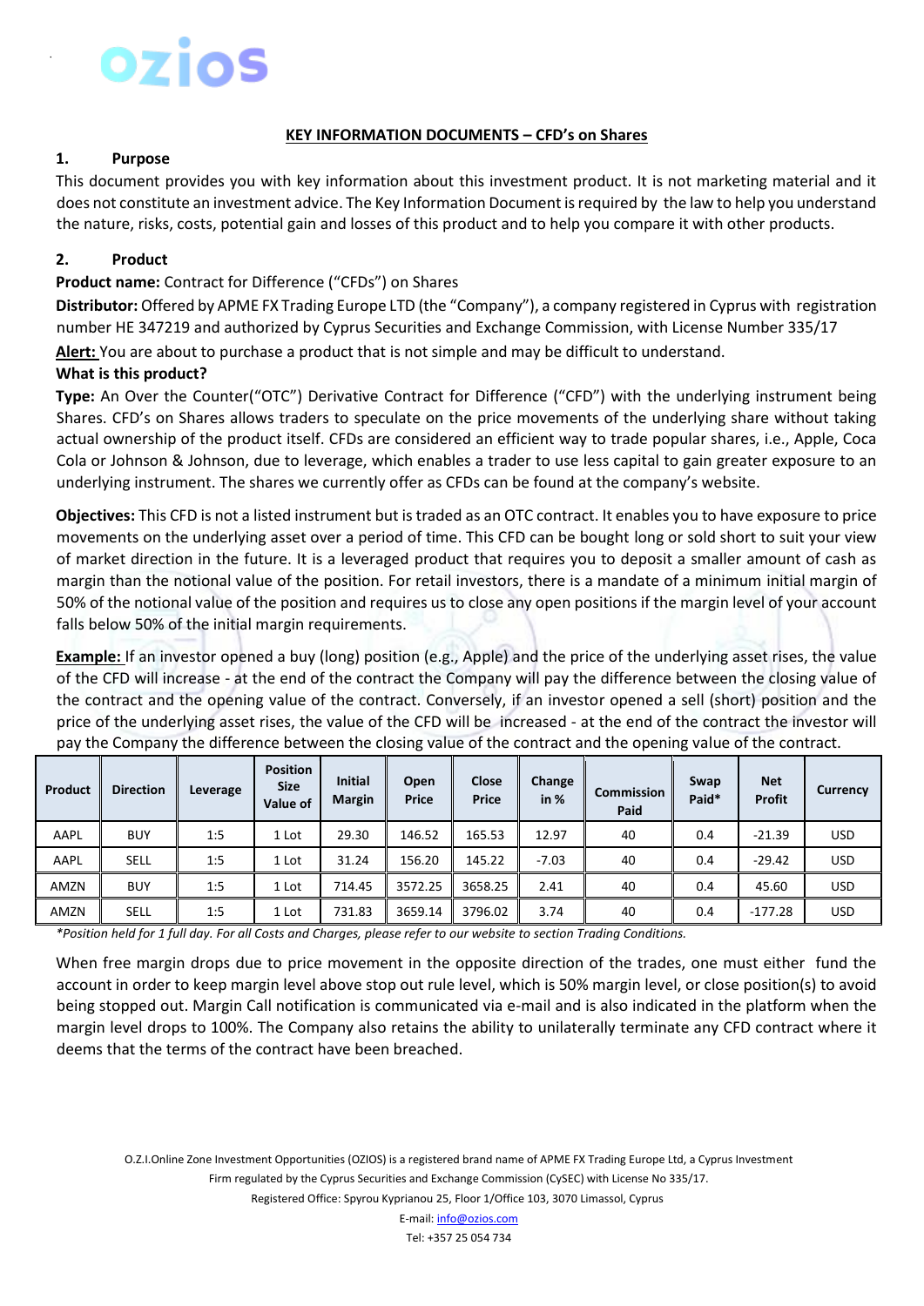# ozios

## KEY INFORMATION DOCUMENTS – CFD's on Shares

### 1. Purpose

This document provides you with key information about this investment product. It is not marketing material and it does not constitute an investment advice. The Key Information Document is required by the law to help you understand the nature, risks, costs, potential gain and losses of this product and to help you compare it with other products.

### 2. Product

**Product name:** Contract for Difference ("CFDs") on Shares

**Distributor:** Offered by APME FX Trading Europe LTD (the "Company"), a company registered in Cyprus with registration number HE 347219 and authorized by Cyprus Securities and Exchange Commission, with License Number 335/17

**Alert:** You are about to purchase a product that is not simple and may be difficult to understand.

**What is this product?**

**Type:** An Over the Counter("OTC") Derivative Contract for Difference ("CFD") with the underlying instrument being Shares. CFD's on Shares allows traders to speculate on the price movements of the underlying share without taking actual ownership of the product itself. CFDs are considered an efficient way to trade popular shares, i.e., Apple, Coca Cola or Johnson & Johnson, due to leverage, which enables a trader to use less capital to gain greater exposure to an underlying instrument. The shares we currently offer as CFDs can be found at the company's website.

**Objectives:** This CFD is not a listed instrument but is traded as an OTC contract. It enables you to have exposure to price movements on the underlying asset over a period of time. This CFD can be bought long or sold short to suit your view of market direction in the future. It is a leveraged product that requires you to deposit a smaller amount of cash as margin than the notional value of the position. For retail investors, there is a mandate of a minimum initial margin of 50% of the notional value of the position and requires us to close any open positions if the margin level of your account falls below 50% of the initial margin requirements.

**Example:** If an investor opened a buy (long) position (e.g., Apple) and the price of the underlying asset rises, the value of the CFD will increase - at the end of the contract the Company will pay the difference between the closing value of the contract and the opening value of the contract. Conversely, if an investor opened a sell (short) position and the price of the underlying asset rises, the value of the CFD will be increased - at the end of the contract the investor will pay the Company the difference between the closing value of the contract and the opening value of the contract.

| Product | Direction | Leverage | Position Size Value of | Initial Margin | Open Price | Close Price | Change in % | Commission Paid | Swap Paid* | Net Profit | Currency |
|---|---|---|---|---|---|---|---|---|---|---|---|
| AAPL | BUY | 1:5 | 1 Lot | 29.30 | 146.52 | 165.53 | 12.97 | 40 | 0.4 | -21.39 | USD |
| AAPL | SELL | 1:5 | 1 Lot | 31.24 | 156.20 | 145.22 | -7.03 | 40 | 0.4 | -29.42 | USD |
| AMZN | BUY | 1:5 | 1 Lot | 714.45 | 3572.25 | 3658.25 | 2.41 | 40 | 0.4 | 45.60 | USD |
| AMZN | SELL | 1:5 | 1 Lot | 731.83 | 3659.14 | 3796.02 | 3.74 | 40 | 0.4 | -177.28 | USD |

*\*Position held for 1 full day. For all Costs and Charges, please refer to our website to section Trading Conditions.*

When free margin drops due to price movement in the opposite direction of the trades, one must either fund the account in order to keep margin level above stop out rule level, which is 50% margin level, or close position(s) to avoid being stopped out. Margin Call notification is communicated via e-mail and is also indicated in the platform when the margin level drops to 100%. The Company also retains the ability to unilaterally terminate any CFD contract where it deems that the terms of the contract have been breached.

O.Z.I.Online Zone Investment Opportunities (OZIOS) is a registered brand name of APME FX Trading Europe Ltd, a Cyprus Investment Firm regulated by the Cyprus Securities and Exchange Commission (CySEC) with License No 335/17.

Registered Office: Spyrou Kyprianou 25, Floor 1/Office 103, 3070 Limassol, Cyprus

E-mail: info@ozios.com

Tel: +357 25 054 734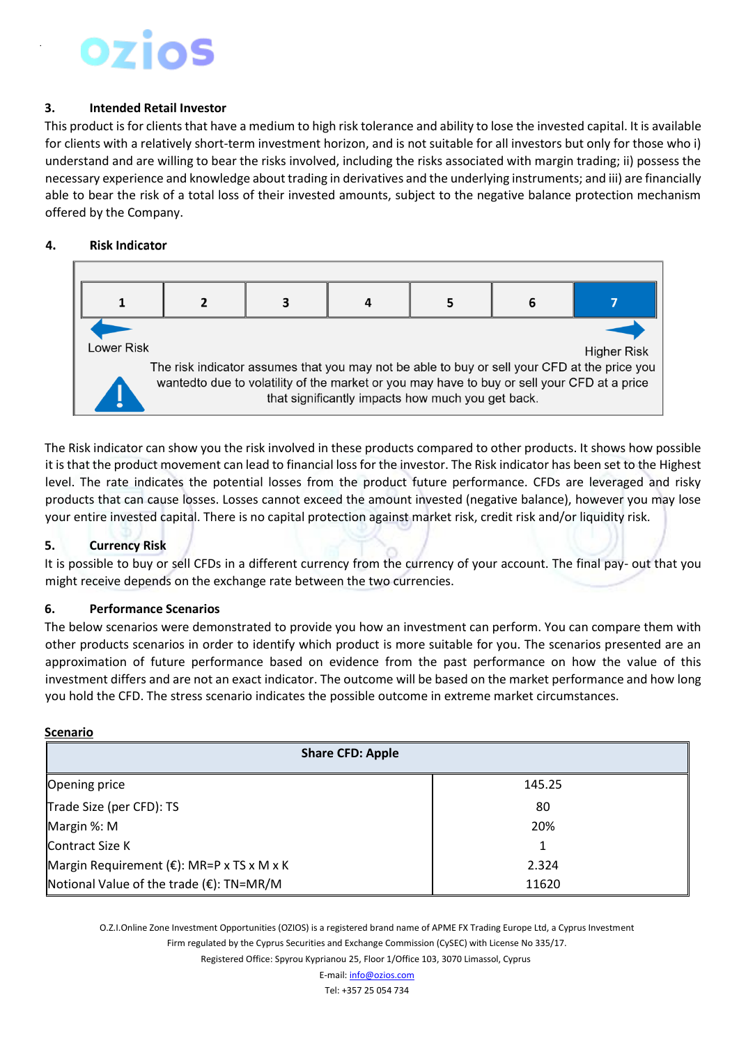## 3. Intended Retail Investor

This product is for clients that have a medium to high risk tolerance and ability to lose the invested capital. It is available for clients with a relatively short-term investment horizon, and is not suitable for all investors but only for those who i) understand and are willing to bear the risks involved, including the risks associated with margin trading; ii) possess the necessary experience and knowledge about trading in derivatives and the underlying instruments; and iii) are financially able to bear the risk of a total loss of their invested amounts, subject to the negative balance protection mechanism offered by the Company.

## 4. Risk Indicator

| 1 | 2 | 3 | 4 | 5 | 6 | **7** |
|---|---|---|---|---|---|---|

Lower Risk ← → Higher Risk

The risk indicator assumes that you may not be able to buy or sell your CFD at the price you wantedto due to volatility of the market or you may have to buy or sell your CFD at a price that significantly impacts how much you get back.

The Risk indicator can show you the risk involved in these products compared to other products. It shows how possible it is that the product movement can lead to financial loss for the investor. The Risk indicator has been set to the Highest level. The rate indicates the potential losses from the product future performance. CFDs are leveraged and risky products that can cause losses. Losses cannot exceed the amount invested (negative balance), however you may lose your entire invested capital. There is no capital protection against market risk, credit risk and/or liquidity risk.

## 5. Currency Risk

It is possible to buy or sell CFDs in a different currency from the currency of your account. The final pay- out that you might receive depends on the exchange rate between the two currencies.

## 6. Performance Scenarios

The below scenarios were demonstrated to provide you how an investment can perform. You can compare them with other products scenarios in order to identify which product is more suitable for you. The scenarios presented are an approximation of future performance based on evidence from the past performance on how the value of this investment differs and are not an exact indicator. The outcome will be based on the market performance and how long you hold the CFD. The stress scenario indicates the possible outcome in extreme market circumstances.

**Scenario**

| Share CFD: Apple | |
|---|---|
| Opening price | 145.25 |
| Trade Size (per CFD): TS | 80 |
| Margin %: M | 20% |
| Contract Size K | 1 |
| Margin Requirement (€): MR=P x TS x M x K | 2.324 |
| Notional Value of the trade (€): TN=MR/M | 11620 |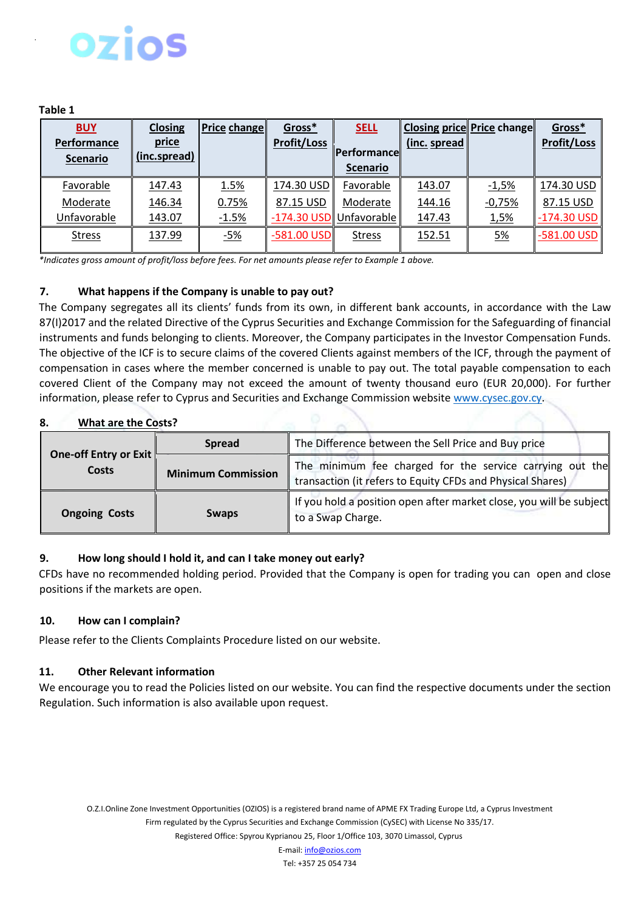**Table 1**

| BUY Performance Scenario | Closing price (inc.spread) | Price change | Gross* Profit/Loss | SELL Performance Scenario | Closing price (inc. spread | Price change | Gross* Profit/Loss |
|---|---|---|---|---|---|---|---|
| Favorable | 147.43 | 1.5% | 174.30 USD | Favorable | 143.07 | -1,5% | 174.30 USD |
| Moderate | 146.34 | 0.75% | 87.15 USD | Moderate | 144.16 | -0,75% | 87.15 USD |
| Unfavorable | 143.07 | -1.5% | -174.30 USD | Unfavorable | 147.43 | 1,5% | -174.30 USD |
| Stress | 137.99 | -5% | -581.00 USD | Stress | 152.51 | 5% | -581.00 USD |

*\*Indicates gross amount of profit/loss before fees. For net amounts please refer to Example 1 above.*

### 7. What happens if the Company is unable to pay out?

The Company segregates all its clients' funds from its own, in different bank accounts, in accordance with the Law 87(I)2017 and the related Directive of the Cyprus Securities and Exchange Commission for the Safeguarding of financial instruments and funds belonging to clients. Moreover, the Company participates in the Investor Compensation Funds. The objective of the ICF is to secure claims of the covered Clients against members of the ICF, through the payment of compensation in cases where the member concerned is unable to pay out. The total payable compensation to each covered Client of the Company may not exceed the amount of twenty thousand euro (EUR 20,000). For further information, please refer to Cyprus and Securities and Exchange Commission website www.cysec.gov.cy.

### 8. What are the Costs?

| | | |
|---|---|---|
| **One-off Entry or Exit Costs** | **Spread** | The Difference between the Sell Price and Buy price |
| | **Minimum Commission** | The minimum fee charged for the service carrying out the transaction (it refers to Equity CFDs and Physical Shares) |
| **Ongoing Costs** | **Swaps** | If you hold a position open after market close, you will be subject to a Swap Charge. |

### 9. How long should I hold it, and can I take money out early?

CFDs have no recommended holding period. Provided that the Company is open for trading you can open and close positions if the markets are open.

### 10. How can I complain?

Please refer to the Clients Complaints Procedure listed on our website.

### 11. Other Relevant information

We encourage you to read the Policies listed on our website. You can find the respective documents under the section Regulation. Such information is also available upon request.